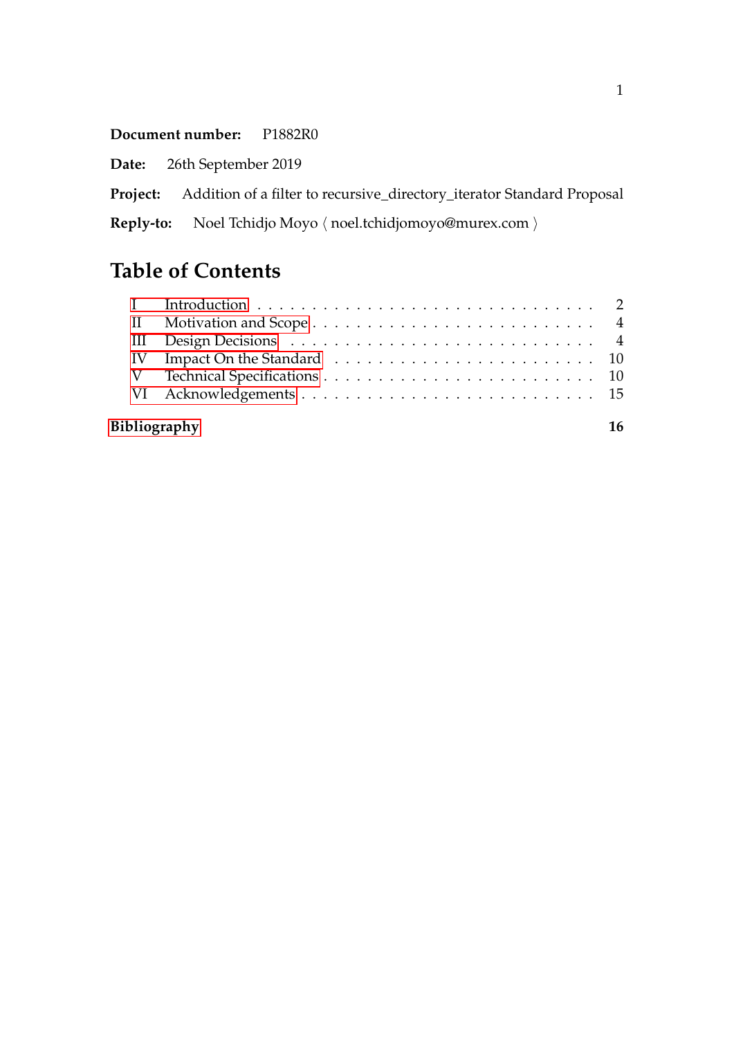**Document number:** P1882R0

**Date:** 26th September 2019

**Project:** Addition of a filter to recursive_directory_iterator Standard Proposal

**Reply-to:** Noel Tchidjo Moyo ⟨ noel.tchidjomoyo@murex.com ⟩

# Table of Contents

- I Introduction . . . . . . . . . . . . . . . . . . . . . . . . . . . . . . 2
- II Motivation and Scope . . . . . . . . . . . . . . . . . . . . . . . . . 4
- III Design Decisions . . . . . . . . . . . . . . . . . . . . . . . . . . 4
- IV Impact On the Standard . . . . . . . . . . . . . . . . . . . . . . . 10
- V Technical Specifications . . . . . . . . . . . . . . . . . . . . . . . 10
- VI Acknowledgements . . . . . . . . . . . . . . . . . . . . . . . . . . 15

**Bibliography** **16**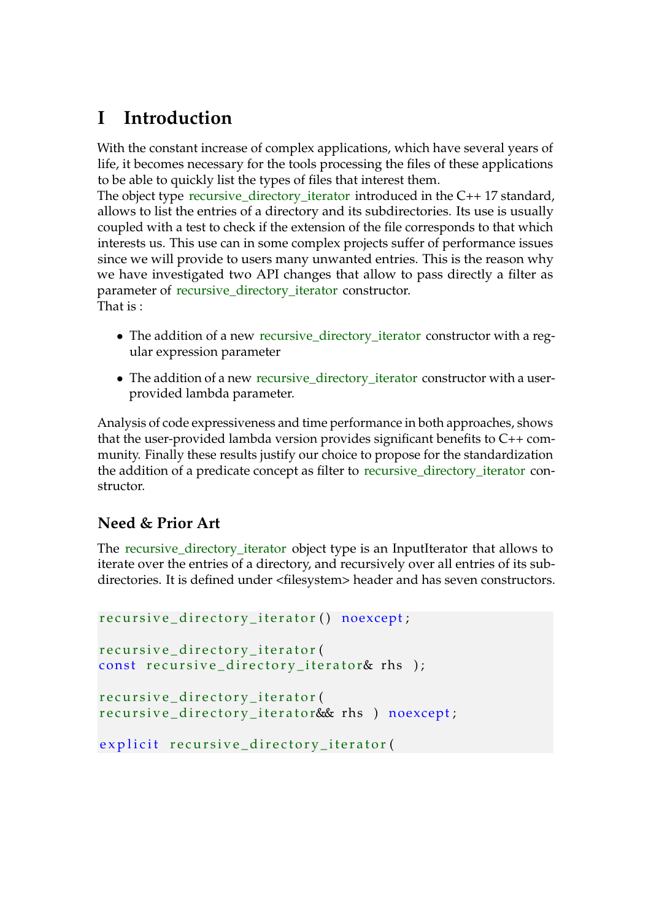# I Introduction

With the constant increase of complex applications, which have several years of life, it becomes necessary for the tools processing the files of these applications to be able to quickly list the types of files that interest them.
The object type recursive_directory_iterator introduced in the C++ 17 standard, allows to list the entries of a directory and its subdirectories. Its use is usually coupled with a test to check if the extension of the file corresponds to that which interests us. This use can in some complex projects suffer of performance issues since we will provide to users many unwanted entries. This is the reason why we have investigated two API changes that allow to pass directly a filter as parameter of recursive_directory_iterator constructor.
That is :

- The addition of a new recursive_directory_iterator constructor with a regular expression parameter
- The addition of a new recursive_directory_iterator constructor with a user-provided lambda parameter.

Analysis of code expressiveness and time performance in both approaches, shows that the user-provided lambda version provides significant benefits to C++ community. Finally these results justify our choice to propose for the standardization the addition of a predicate concept as filter to recursive_directory_iterator constructor.

## Need & Prior Art

The recursive_directory_iterator object type is an InputIterator that allows to iterate over the entries of a directory, and recursively over all entries of its subdirectories. It is defined under <filesystem> header and has seven constructors.

```
recursive_directory_iterator() noexcept;

recursive_directory_iterator(
const recursive_directory_iterator& rhs );

recursive_directory_iterator(
recursive_directory_iterator&& rhs ) noexcept;

explicit recursive_directory_iterator(
```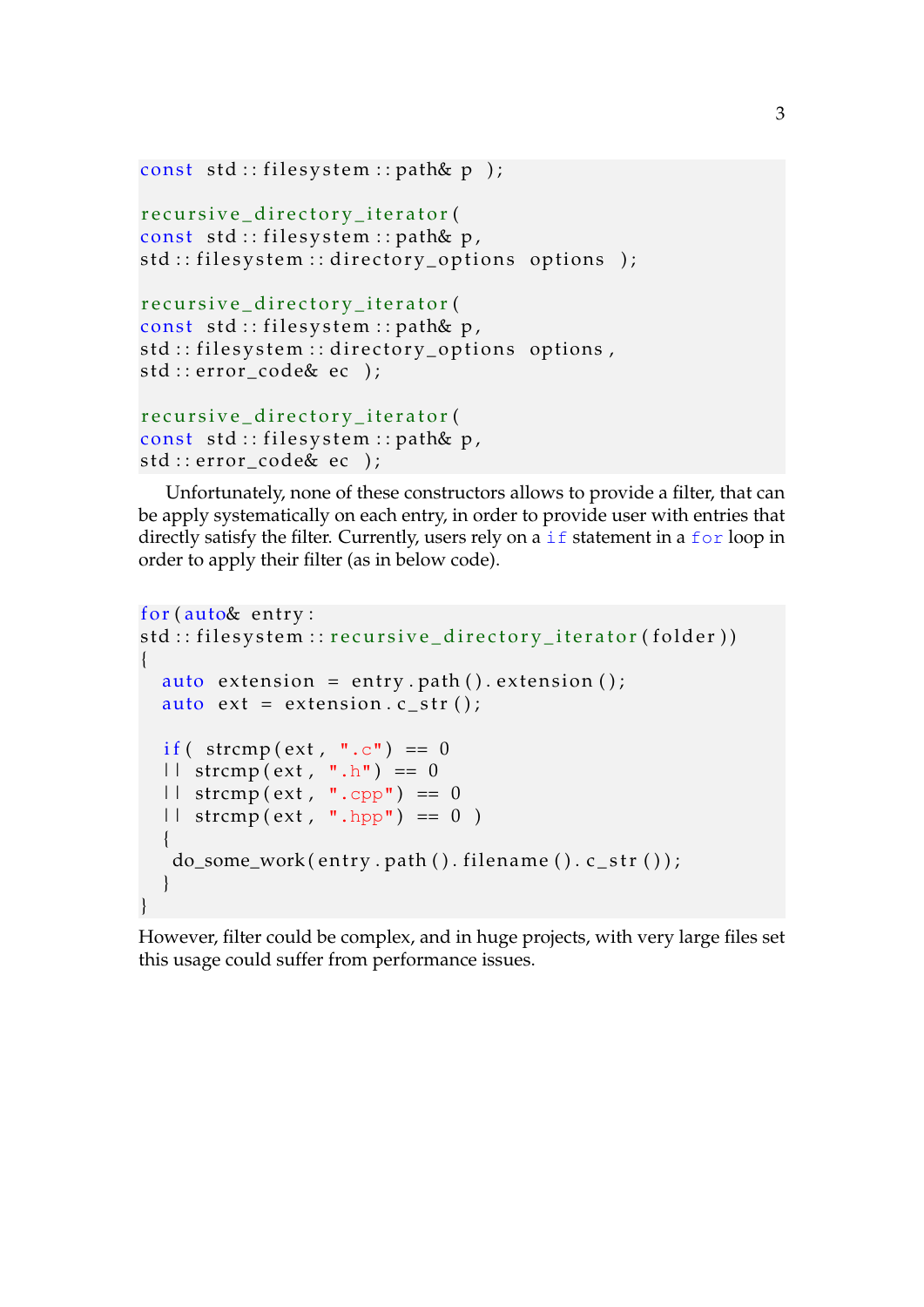```
const std::filesystem::path& p );

recursive_directory_iterator(
const std::filesystem::path& p,
std::filesystem::directory_options options );

recursive_directory_iterator(
const std::filesystem::path& p,
std::filesystem::directory_options options,
std::error_code& ec );

recursive_directory_iterator(
const std::filesystem::path& p,
std::error_code& ec );
```

Unfortunately, none of these constructors allows to provide a filter, that can be apply systematically on each entry, in order to provide user with entries that directly satisfy the filter. Currently, users rely on a `if` statement in a `for` loop in order to apply their filter (as in below code).

```
for(auto& entry:
std::filesystem::recursive_directory_iterator(folder))
{
  auto extension = entry.path().extension();
  auto ext = extension.c_str();

  if( strcmp(ext, ".c") == 0
  || strcmp(ext, ".h") == 0
  || strcmp(ext, ".cpp") == 0
  || strcmp(ext, ".hpp") == 0 )
  {
   do_some_work(entry.path().filename().c_str());
  }
}
```

However, filter could be complex, and in huge projects, with very large files set this usage could suffer from performance issues.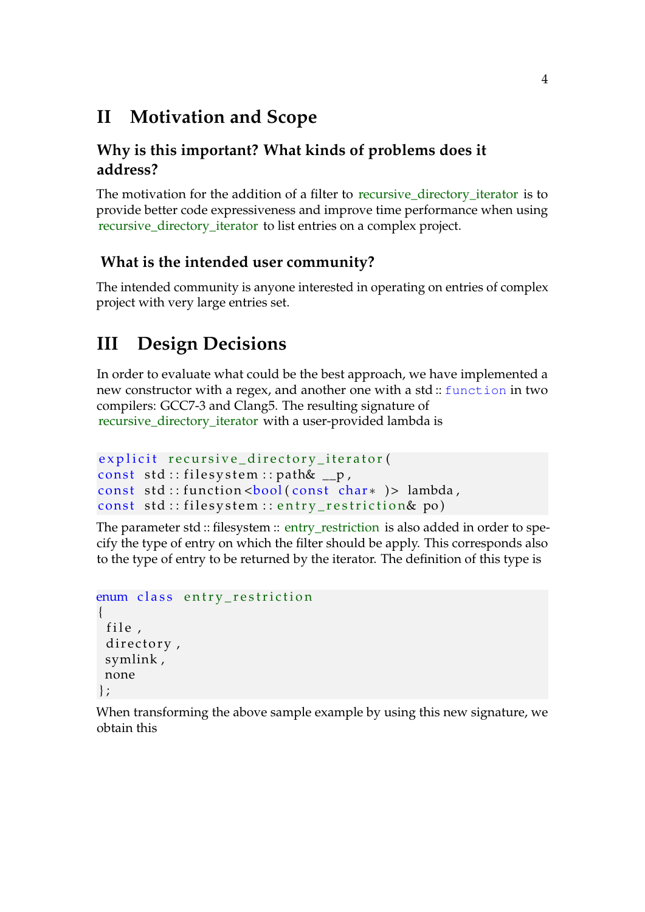# II Motivation and Scope

### Why is this important? What kinds of problems does it address?

The motivation for the addition of a filter to recursive_directory_iterator is to provide better code expressiveness and improve time performance when using recursive_directory_iterator to list entries on a complex project.

### What is the intended user community?

The intended community is anyone interested in operating on entries of complex project with very large entries set.

# III Design Decisions

In order to evaluate what could be the best approach, we have implemented a new constructor with a regex, and another one with a std :: function in two compilers: GCC7-3 and Clang5. The resulting signature of recursive_directory_iterator with a user-provided lambda is

```
explicit recursive_directory_iterator(
const std::filesystem::path& __p,
const std::function<bool(const char* )> lambda,
const std::filesystem::entry_restriction& po)
```

The parameter std :: filesystem :: entry_restriction is also added in order to specify the type of entry on which the filter should be apply. This corresponds also to the type of entry to be returned by the iterator. The definition of this type is

```
enum class entry_restriction
{
 file,
 directory,
 symlink,
 none
};
```

When transforming the above sample example by using this new signature, we obtain this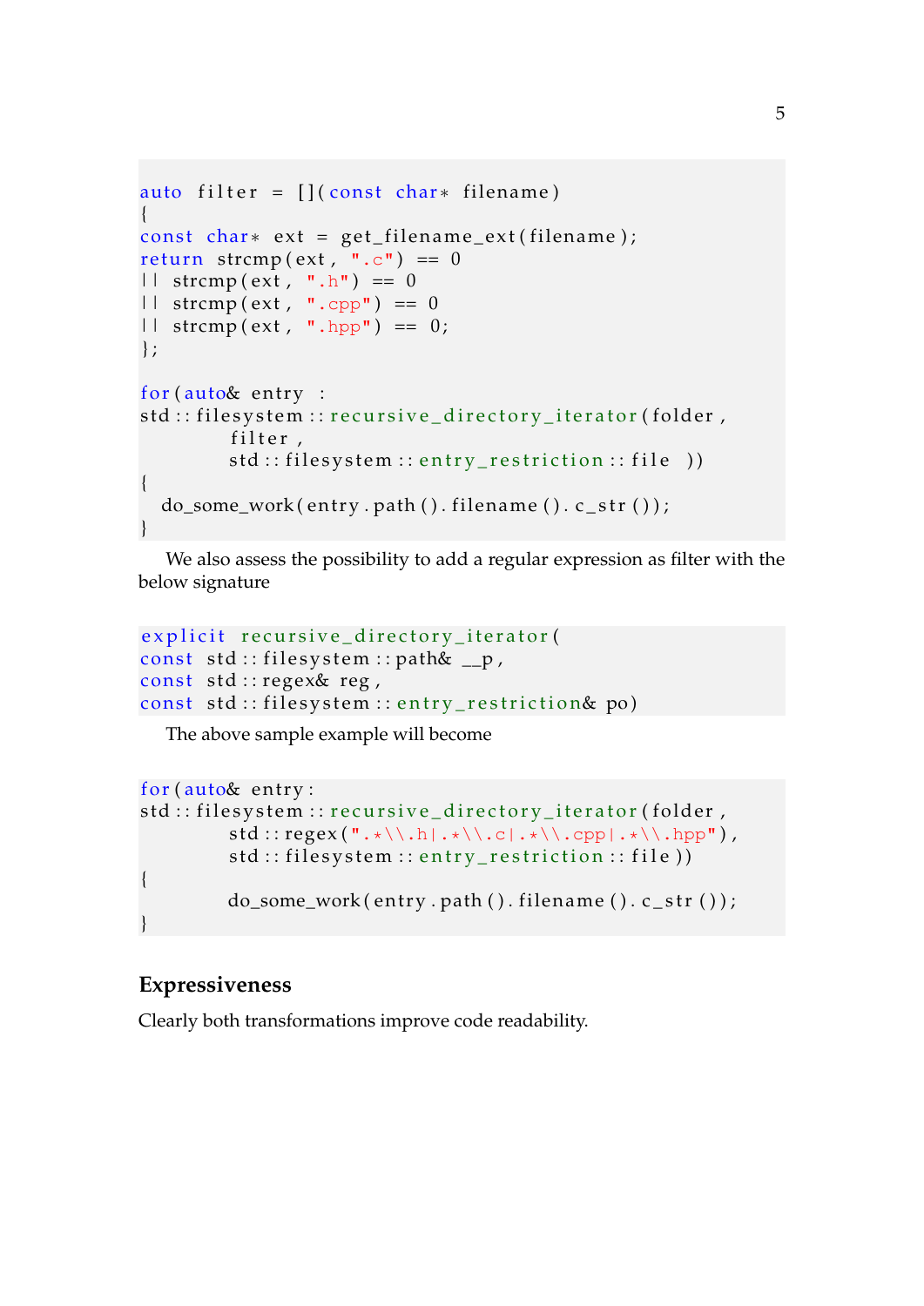```
auto filter = [](const char* filename)
{
const char* ext = get_filename_ext(filename);
return strcmp(ext, ".c") == 0
|| strcmp(ext, ".h") == 0
|| strcmp(ext, ".cpp") == 0
|| strcmp(ext, ".hpp") == 0;
};

for(auto& entry :
std::filesystem::recursive_directory_iterator(folder,
        filter,
        std::filesystem::entry_restriction::file ))
{
  do_some_work(entry.path().filename().c_str());
}
```

We also assess the possibility to add a regular expression as filter with the below signature

```
explicit recursive_directory_iterator(
const std::filesystem::path& __p,
const std::regex& reg,
const std::filesystem::entry_restriction& po)
```

The above sample example will become

```
for(auto& entry:
std::filesystem::recursive_directory_iterator(folder,
        std::regex(".*\\.h|.*\\.c|.*\\.cpp|.*\\.hpp"),
        std::filesystem::entry_restriction::file))
{
        do_some_work(entry.path().filename().c_str());
}
```

## Expressiveness

Clearly both transformations improve code readability.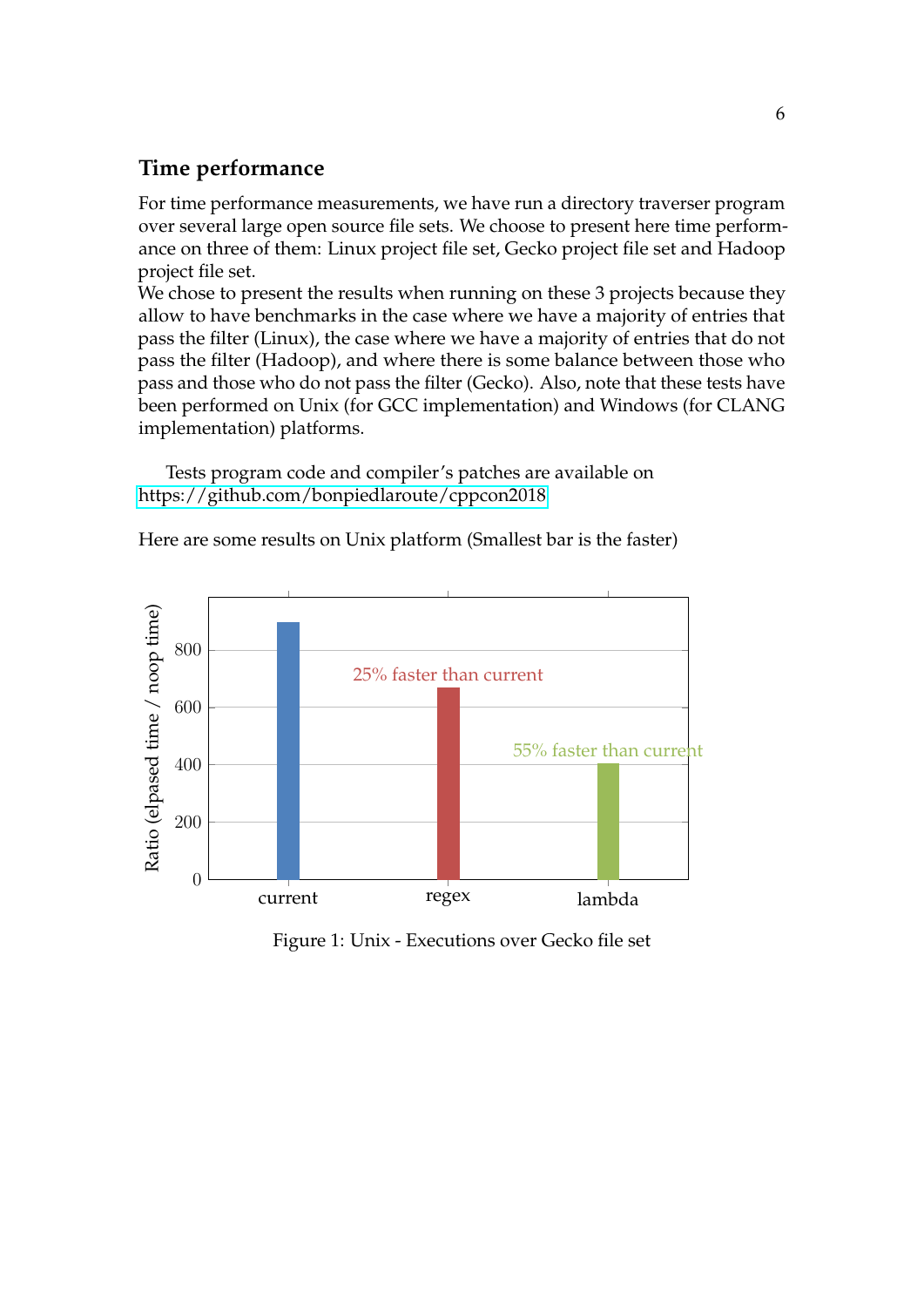## Time performance

For time performance measurements, we have run a directory traverser program over several large open source file sets. We choose to present here time performance on three of them: Linux project file set, Gecko project file set and Hadoop project file set.
We chose to present the results when running on these 3 projects because they allow to have benchmarks in the case where we have a majority of entries that pass the filter (Linux), the case where we have a majority of entries that do not pass the filter (Hadoop), and where there is some balance between those who pass and those who do not pass the filter (Gecko). Also, note that these tests have been performed on Unix (for GCC implementation) and Windows (for CLANG implementation) platforms.

Tests program code and compiler's patches are available on https://github.com/bonpiedlaroute/cppcon2018

Here are some results on Unix platform (Smallest bar is the faster)

Figure 1: Unix - Executions over Gecko file set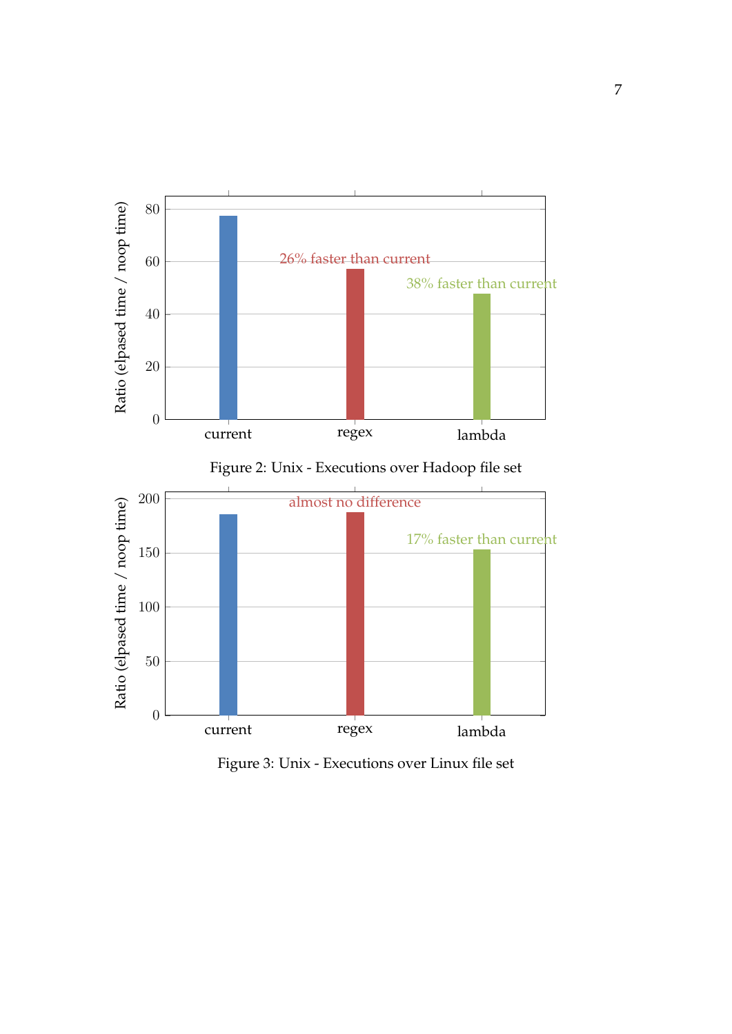Figure 2: Unix - Executions over Hadoop file set

Figure 3: Unix - Executions over Linux file set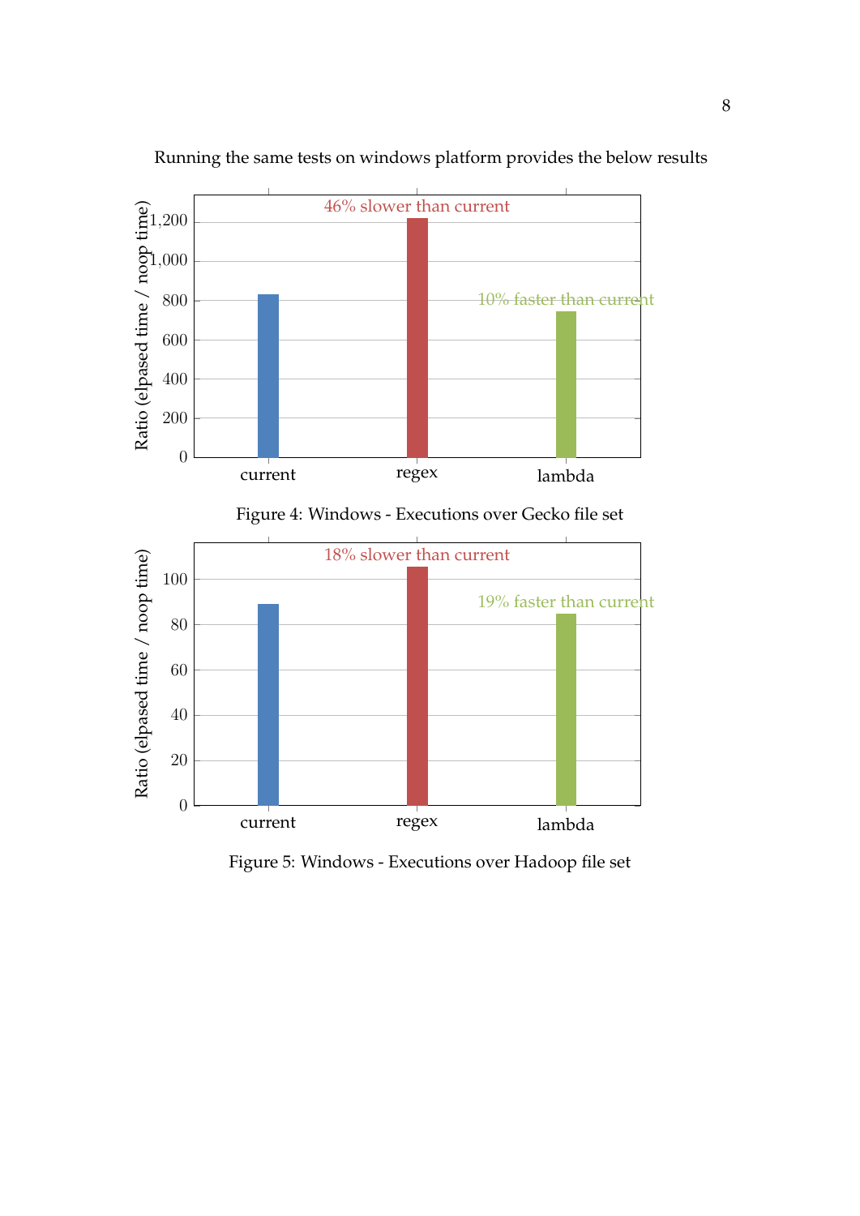Running the same tests on windows platform provides the below results

Figure 4: Windows - Executions over Gecko file set

Figure 5: Windows - Executions over Hadoop file set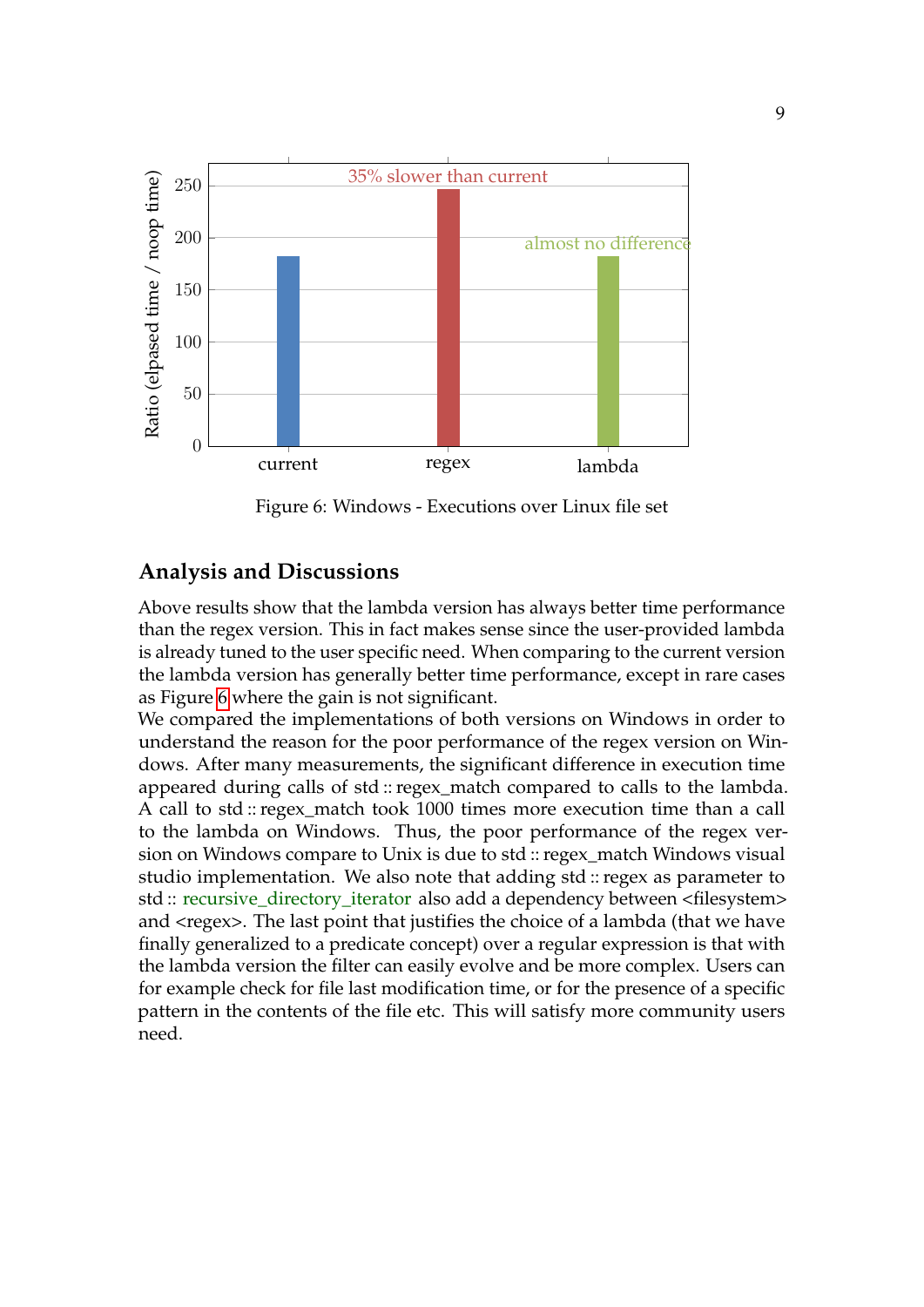Figure 6: Windows - Executions over Linux file set

## Analysis and Discussions

Above results show that the lambda version has always better time performance than the regex version. This in fact makes sense since the user-provided lambda is already tuned to the user specific need. When comparing to the current version the lambda version has generally better time performance, except in rare cases as Figure 6 where the gain is not significant.

We compared the implementations of both versions on Windows in order to understand the reason for the poor performance of the regex version on Windows. After many measurements, the significant difference in execution time appeared during calls of std::regex_match compared to calls to the lambda. A call to std::regex_match took 1000 times more execution time than a call to the lambda on Windows. Thus, the poor performance of the regex version on Windows compare to Unix is due to std::regex_match Windows visual studio implementation. We also note that adding std::regex as parameter to std::recursive_directory_iterator also add a dependency between <filesystem> and <regex>. The last point that justifies the choice of a lambda (that we have finally generalized to a predicate concept) over a regular expression is that with the lambda version the filter can easily evolve and be more complex. Users can for example check for file last modification time, or for the presence of a specific pattern in the contents of the file etc. This will satisfy more community users need.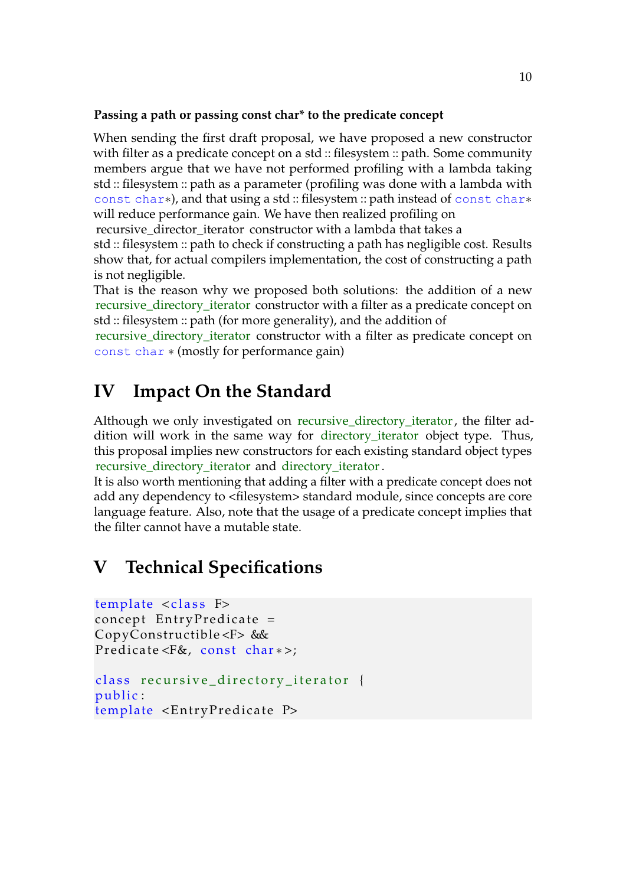### Passing a path or passing const char* to the predicate concept

When sending the first draft proposal, we have proposed a new constructor with filter as a predicate concept on a std :: filesystem :: path. Some community members argue that we have not performed profiling with a lambda taking std :: filesystem :: path as a parameter (profiling was done with a lambda with `const char*`), and that using a std :: filesystem :: path instead of `const char*` will reduce performance gain. We have then realized profiling on recursive_director_iterator constructor with a lambda that takes a std :: filesystem :: path to check if constructing a path has negligible cost. Results show that, for actual compilers implementation, the cost of constructing a path is not negligible.

That is the reason why we proposed both solutions: the addition of a new recursive_directory_iterator constructor with a filter as a predicate concept on std :: filesystem :: path (for more generality), and the addition of recursive_directory_iterator constructor with a filter as predicate concept on `const char *` (mostly for performance gain)

# IV Impact On the Standard

Although we only investigated on recursive_directory_iterator, the filter addition will work in the same way for directory_iterator object type. Thus, this proposal implies new constructors for each existing standard object types recursive_directory_iterator and directory_iterator.

It is also worth mentioning that adding a filter with a predicate concept does not add any dependency to <filesystem> standard module, since concepts are core language feature. Also, note that the usage of a predicate concept implies that the filter cannot have a mutable state.

# V Technical Specifications

```
template <class F>
concept EntryPredicate =
CopyConstructible<F> &&
Predicate<F&, const char*>;

class recursive_directory_iterator {
public:
template <EntryPredicate P>
```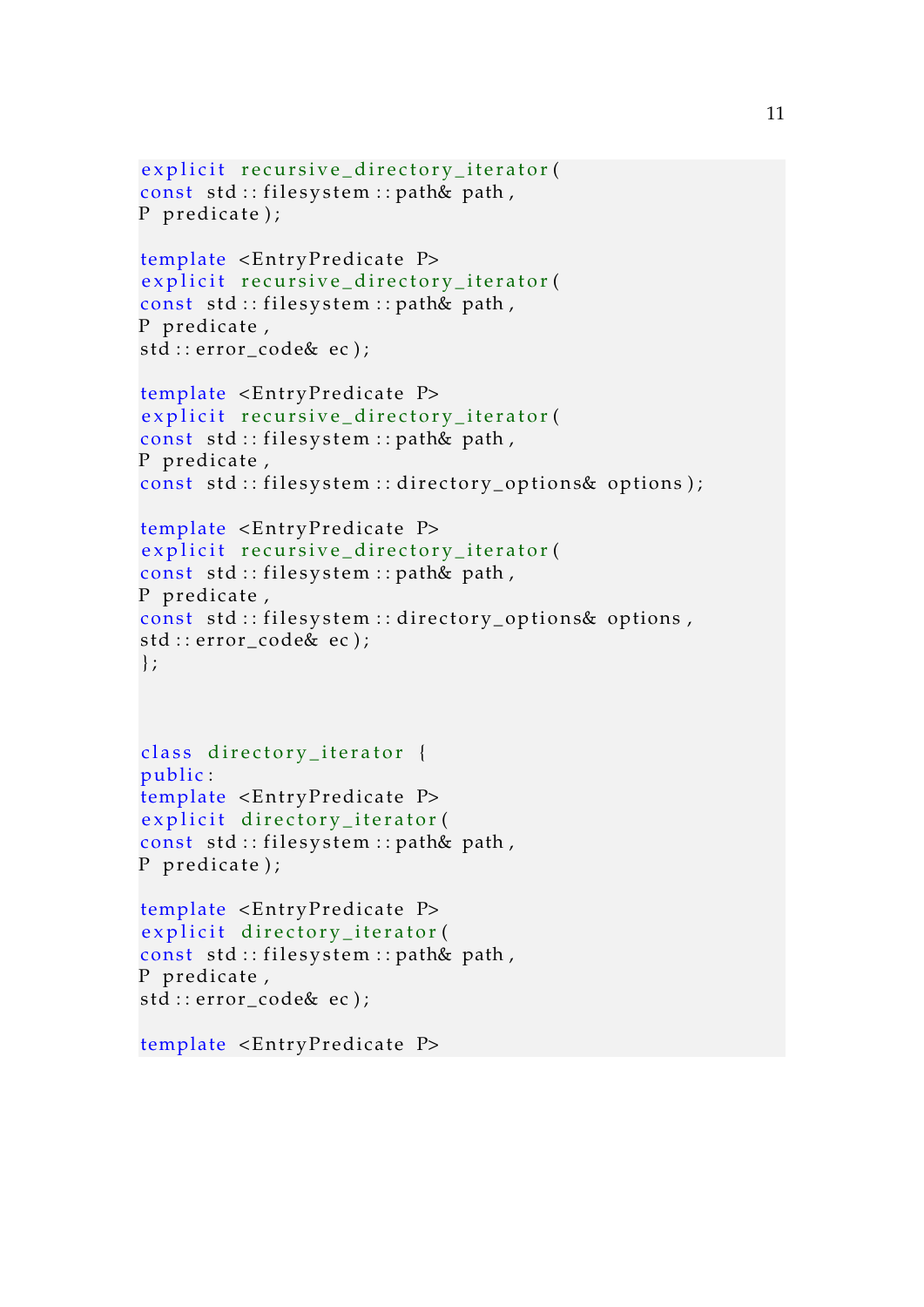```
explicit recursive_directory_iterator(
const std::filesystem::path& path,
P predicate);

template <EntryPredicate P>
explicit recursive_directory_iterator(
const std::filesystem::path& path,
P predicate,
std::error_code& ec);

template <EntryPredicate P>
explicit recursive_directory_iterator(
const std::filesystem::path& path,
P predicate,
const std::filesystem::directory_options& options);

template <EntryPredicate P>
explicit recursive_directory_iterator(
const std::filesystem::path& path,
P predicate,
const std::filesystem::directory_options& options,
std::error_code& ec);
};



class directory_iterator {
public:
template <EntryPredicate P>
explicit directory_iterator(
const std::filesystem::path& path,
P predicate);

template <EntryPredicate P>
explicit directory_iterator(
const std::filesystem::path& path,
P predicate,
std::error_code& ec);

template <EntryPredicate P>
```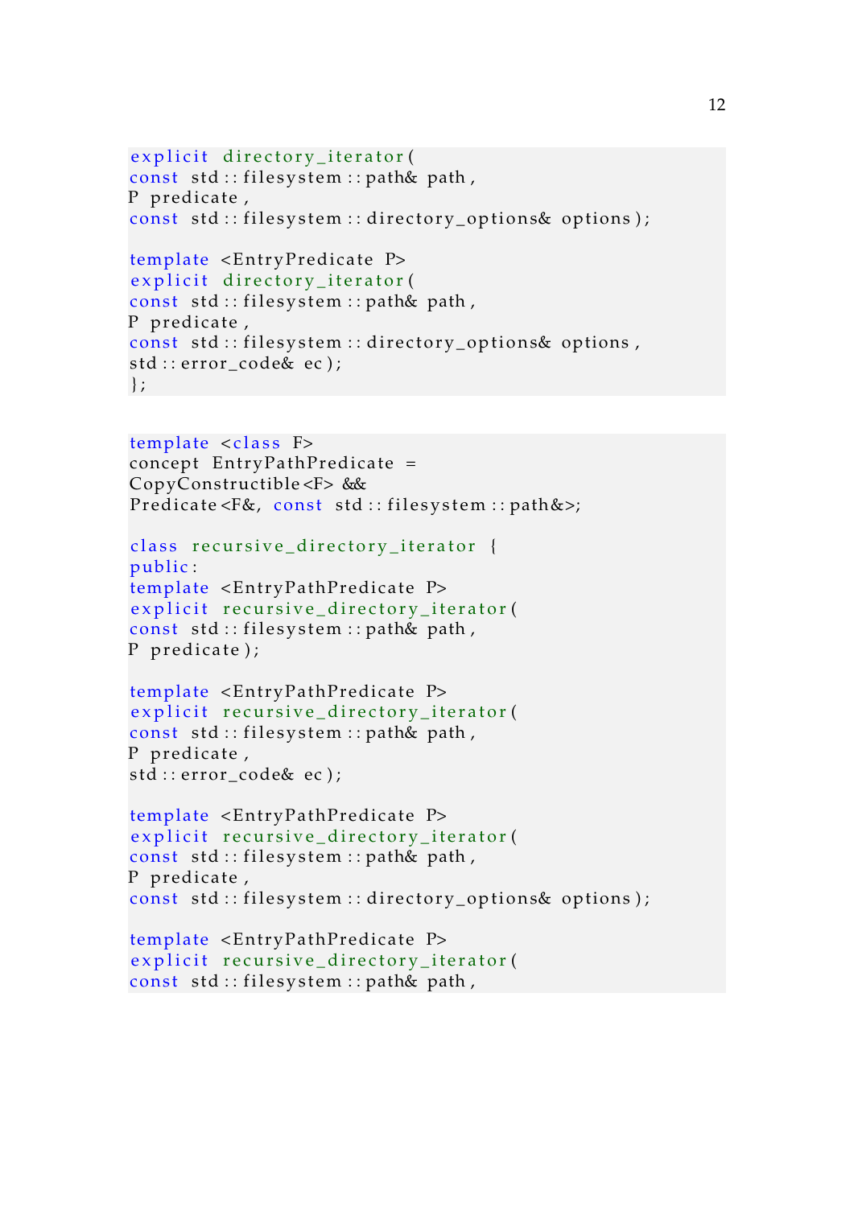```
explicit directory_iterator(
const std::filesystem::path& path,
P predicate,
const std::filesystem::directory_options& options);

template <EntryPredicate P>
explicit directory_iterator(
const std::filesystem::path& path,
P predicate,
const std::filesystem::directory_options& options,
std::error_code& ec);
};
```

```
template <class F>
concept EntryPathPredicate =
CopyConstructible<F> &&
Predicate<F&, const std::filesystem::path&>;

class recursive_directory_iterator {
public:
template <EntryPathPredicate P>
explicit recursive_directory_iterator(
const std::filesystem::path& path,
P predicate);

template <EntryPathPredicate P>
explicit recursive_directory_iterator(
const std::filesystem::path& path,
P predicate,
std::error_code& ec);

template <EntryPathPredicate P>
explicit recursive_directory_iterator(
const std::filesystem::path& path,
P predicate,
const std::filesystem::directory_options& options);

template <EntryPathPredicate P>
explicit recursive_directory_iterator(
const std::filesystem::path& path,
```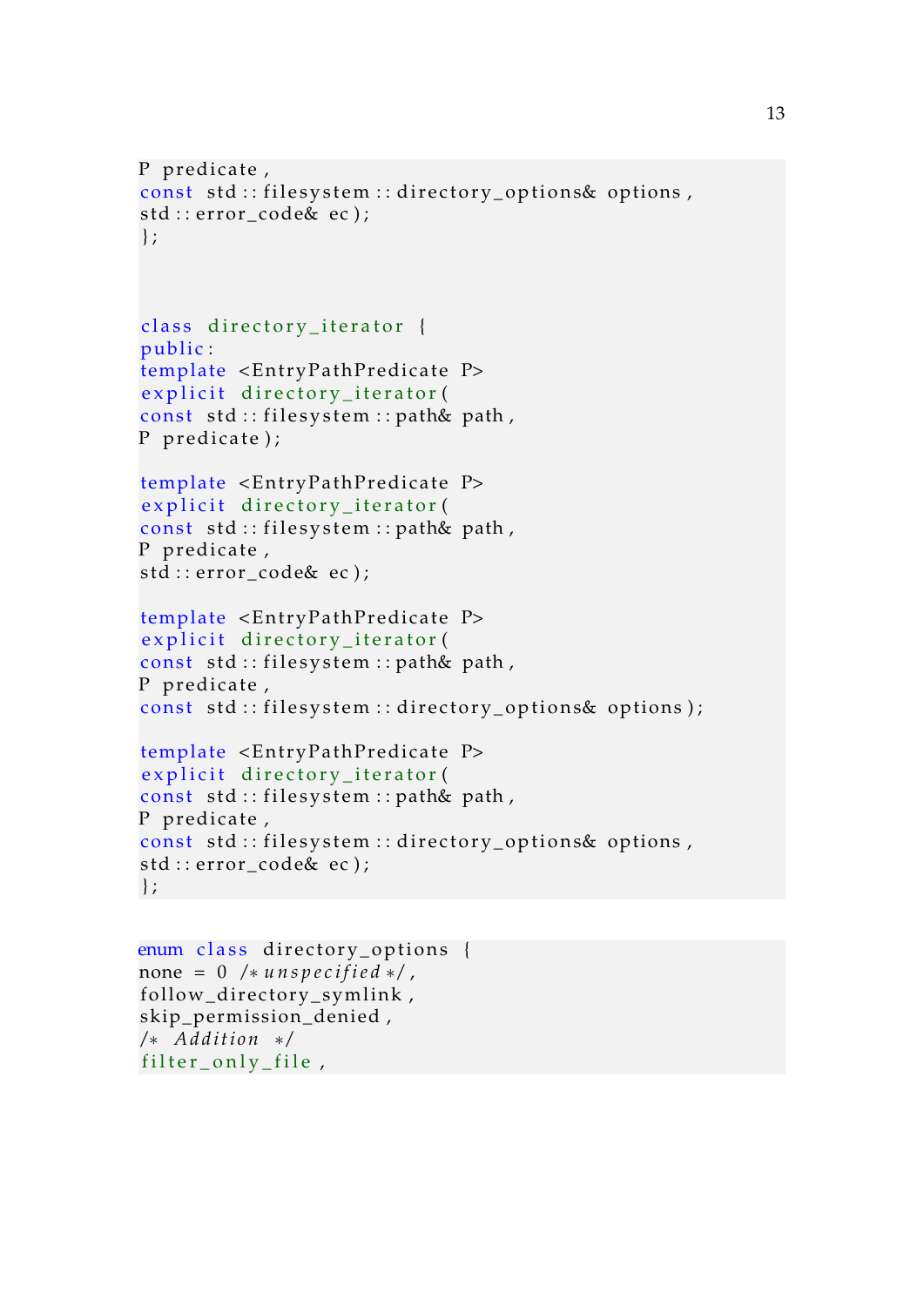```
P predicate,
const std::filesystem::directory_options& options,
std::error_code& ec);
};



class directory_iterator {
public:
template <EntryPathPredicate P>
explicit directory_iterator(
const std::filesystem::path& path,
P predicate);

template <EntryPathPredicate P>
explicit directory_iterator(
const std::filesystem::path& path,
P predicate,
std::error_code& ec);

template <EntryPathPredicate P>
explicit directory_iterator(
const std::filesystem::path& path,
P predicate,
const std::filesystem::directory_options& options);

template <EntryPathPredicate P>
explicit directory_iterator(
const std::filesystem::path& path,
P predicate,
const std::filesystem::directory_options& options,
std::error_code& ec);
};
```

```
enum class directory_options {
none = 0 /*unspecified*/,
follow_directory_symlink,
skip_permission_denied,
/* Addition */
filter_only_file,
```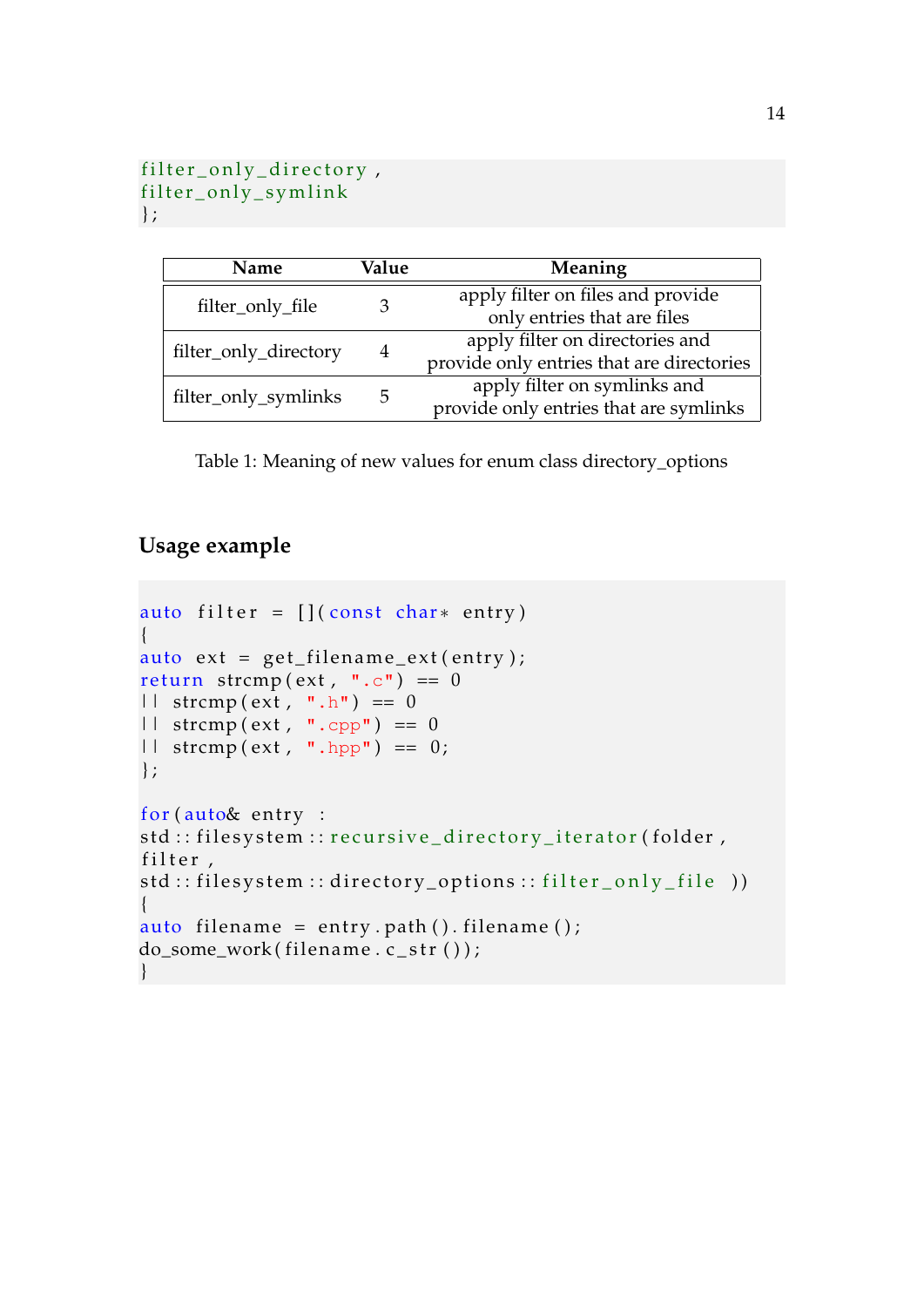```
filter_only_directory,
filter_only_symlink
};
```

| Name | Value | Meaning |
|---|---|---|
| filter_only_file | 3 | apply filter on files and provide only entries that are files |
| filter_only_directory | 4 | apply filter on directories and provide only entries that are directories |
| filter_only_symlinks | 5 | apply filter on symlinks and provide only entries that are symlinks |

Table 1: Meaning of new values for enum class directory_options

## Usage example

```
auto filter = [](const char* entry)
{
auto ext = get_filename_ext(entry);
return strcmp(ext, ".c") == 0
|| strcmp(ext, ".h") == 0
|| strcmp(ext, ".cpp") == 0
|| strcmp(ext, ".hpp") == 0;
};

for(auto& entry :
std::filesystem::recursive_directory_iterator(folder,
filter,
std::filesystem::directory_options::filter_only_file ))
{
auto filename = entry.path().filename();
do_some_work(filename.c_str());
}
```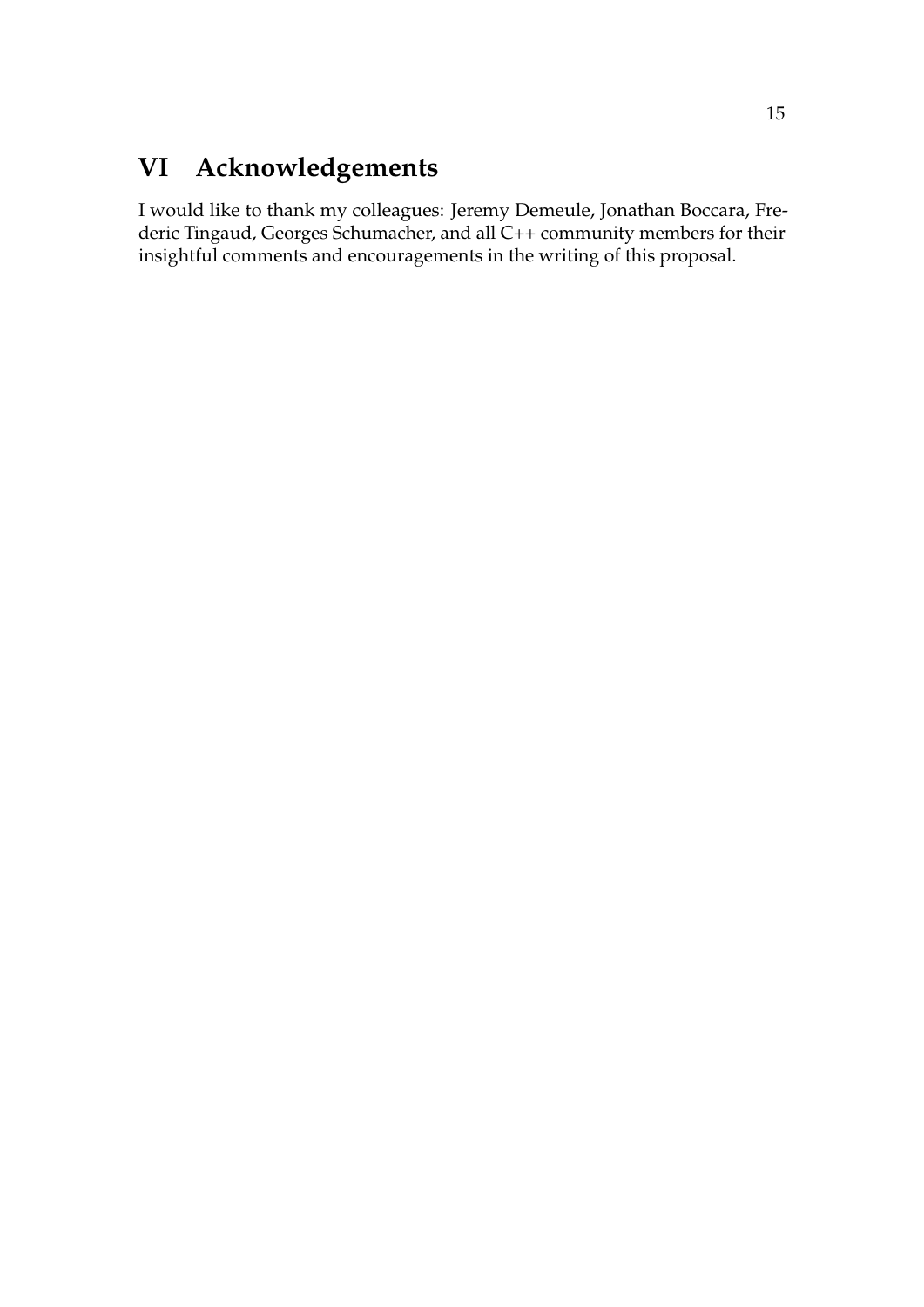# VI Acknowledgements

I would like to thank my colleagues: Jeremy Demeule, Jonathan Boccara, Frederic Tingaud, Georges Schumacher, and all C++ community members for their insightful comments and encouragements in the writing of this proposal.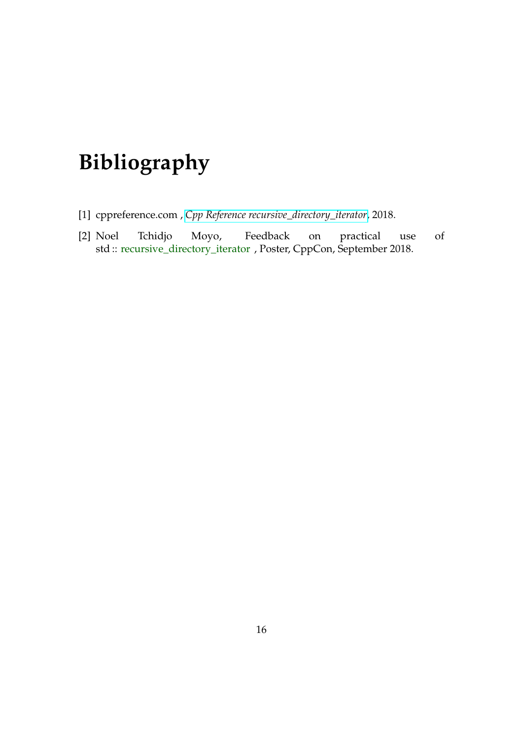# Bibliography

[1] cppreference.com , *Cpp Reference recursive_directory_iterator*, 2018.

[2] Noel Tchidjo Moyo, Feedback on practical use of std :: recursive_directory_iterator , Poster, CppCon, September 2018.